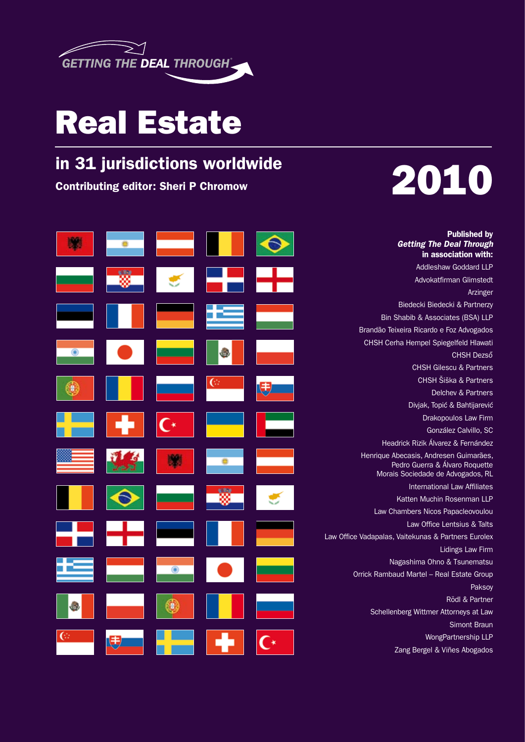GETTING THE DEAL THROUGH®

# Real Estate

## in 31 jurisdictions worldwide

**Contributing editor: Sheri P Chromow**

# 2010

**Published by**
***Getting The Deal Through***
**in association with:**

Addleshaw Goddard LLP
Advokatfirman Glimstedt
Arzinger
Biedecki Biedecki & Partnerzy
Bin Shabib & Associates (BSA) LLP
Brandão Teixeira Ricardo e Foz Advogados
CHSH Cerha Hempel Spiegelfeld Hlawati
CHSH Dezső
CHSH Gilescu & Partners
CHSH Šiška & Partners
Delchev & Partners
Divjak, Topić & Bahtijarević
Drakopoulos Law Firm
González Calvillo, SC
Headrick Rizik Álvarez & Fernández
Henrique Abecasis, Andresen Guimarães, Pedro Guerra & Álvaro Roquette Morais Sociedade de Advogados, RL
International Law Affiliates
Katten Muchin Rosenman LLP
Law Chambers Nicos Papacleovoulou
Law Office Lentsius & Talts
Law Office Vadapalas, Vaitekunas & Partners Eurolex
Lidings Law Firm
Nagashima Ohno & Tsunematsu
Orrick Rambaud Martel – Real Estate Group
Paksoy
Rödl & Partner
Schellenberg Wittmer Attorneys at Law
Simont Braun
WongPartnership LLP
Zang Bergel & Viñes Abogados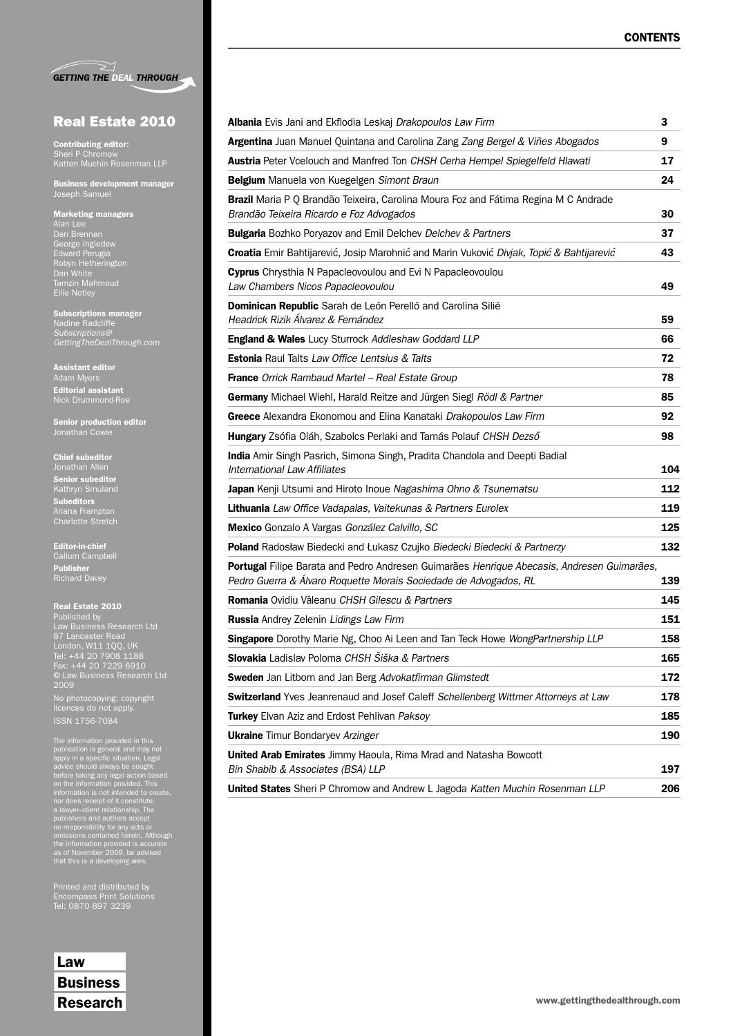**GETTING THE DEAL THROUGH**

# Real Estate 2010

**Contributing editor:**
Sheri P Chromow
Katten Muchin Rosenman LLP

**Business development manager**
Joseph Samuel

**Marketing managers**
Alan Lee
Dan Brennan
George Ingledew
Edward Perugia
Robyn Hetherington
Dan White
Tamzin Mahmoud
Ellie Notley

**Subscriptions manager**
Nadine Radcliffe
*Subscriptions@GettingTheDealThrough.com*

**Assistant editor**
Adam Myers
**Editorial assistant**
Nick Drummond-Roe

**Senior production editor**
Jonathan Cowie

**Chief subeditor**
Jonathan Allen
**Senior subeditor**
Kathryn Smuland
**Subeditors**
Ariana Frampton
Charlotte Stretch

**Editor-in-chief**
Callum Campbell
**Publisher**
Richard Davey

**Real Estate 2010**
Published by
Law Business Research Ltd
87 Lancaster Road
London, W11 1QQ, UK
Tel: +44 20 7908 1188
Fax: +44 20 7229 6910
© Law Business Research Ltd 2009

No photocopying: copyright licences do not apply.
ISSN 1756-7084

The information provided in this publication is general and may not apply in a specific situation. Legal advice should always be sought before taking any legal action based on the information provided. This information is not intended to create, nor does receipt of it constitute, a lawyer–client relationship. The publishers and authors accept no responsibility for any acts or omissions contained herein. Although the information provided is accurate as of November 2009, be advised that this is a developing area.

Printed and distributed by
Encompass Print Solutions
Tel: 0870 897 3239

**Law Business Research**

## CONTENTS

| | |
|---|---|
| **Albania** Evis Jani and Ekflodia Leskaj *Drakopoulos Law Firm* | 3 |
| **Argentina** Juan Manuel Quintana and Carolina Zang *Zang Bergel & Viñes Abogados* | 9 |
| **Austria** Peter Vcelouch and Manfred Ton *CHSH Cerha Hempel Spiegelfeld Hlawati* | 17 |
| **Belgium** Manuela von Kuegelgen *Simont Braun* | 24 |
| **Brazil** Maria P Q Brandão Teixeira, Carolina Moura Foz and Fátima Regina M C Andrade *Brandão Teixeira Ricardo e Foz Advogados* | 30 |
| **Bulgaria** Bozhko Poryazov and Emil Delchev *Delchev & Partners* | 37 |
| **Croatia** Emir Bahtijarević, Josip Marohnić and Marin Vuković *Divjak, Topić & Bahtijarević* | 43 |
| **Cyprus** Chrysthia N Papacleovoulou and Evi N Papacleovoulou *Law Chambers Nicos Papacleovoulou* | 49 |
| **Dominican Republic** Sarah de León Perelló and Carolina Silié *Headrick Rizik Álvarez & Fernández* | 59 |
| **England & Wales** Lucy Sturrock *Addleshaw Goddard LLP* | 66 |
| **Estonia** Raul Talts *Law Office Lentsius & Talts* | 72 |
| **France** *Orrick Rambaud Martel – Real Estate Group* | 78 |
| **Germany** Michael Wiehl, Harald Reitze and Jürgen Siegl *Rödl & Partner* | 85 |
| **Greece** Alexandra Ekonomou and Elina Kanataki *Drakopoulos Law Firm* | 92 |
| **Hungary** Zsófia Oláh, Szabolcs Perlaki and Tamás Polauf *CHSH Dezső* | 98 |
| **India** Amir Singh Pasrich, Simona Singh, Pradita Chandola and Deepti Badial *International Law Affiliates* | 104 |
| **Japan** Kenji Utsumi and Hiroto Inoue *Nagashima Ohno & Tsunematsu* | 112 |
| **Lithuania** *Law Office Vadapalas, Vaitekunas & Partners Eurolex* | 119 |
| **Mexico** Gonzalo A Vargas *González Calvillo, SC* | 125 |
| **Poland** Radosław Biedecki and Łukasz Czujko *Biedecki Biedecki & Partnerzy* | 132 |
| **Portugal** Filipe Barata and Pedro Andresen Guimarães *Henrique Abecasis, Andresen Guimarães, Pedro Guerra & Álvaro Roquette Morais Sociedade de Advogados, RL* | 139 |
| **Romania** Ovidiu Văleanu *CHSH Gilescu & Partners* | 145 |
| **Russia** Andrey Zelenin *Lidings Law Firm* | 151 |
| **Singapore** Dorothy Marie Ng, Choo Ai Leen and Tan Teck Howe *WongPartnership LLP* | 158 |
| **Slovakia** Ladislav Poloma *CHSH Šiška & Partners* | 165 |
| **Sweden** Jan Litborn and Jan Berg *Advokatfirman Glimstedt* | 172 |
| **Switzerland** Yves Jeanrenaud and Josef Caleff *Schellenberg Wittmer Attorneys at Law* | 178 |
| **Turkey** Elvan Aziz and Erdost Pehlivan *Paksoy* | 185 |
| **Ukraine** Timur Bondaryev *Arzinger* | 190 |
| **United Arab Emirates** Jimmy Haoula, Rima Mrad and Natasha Bowcott *Bin Shabib & Associates (BSA) LLP* | 197 |
| **United States** Sheri P Chromow and Andrew L Jagoda *Katten Muchin Rosenman LLP* | 206 |

www.gettingthedealthrough.com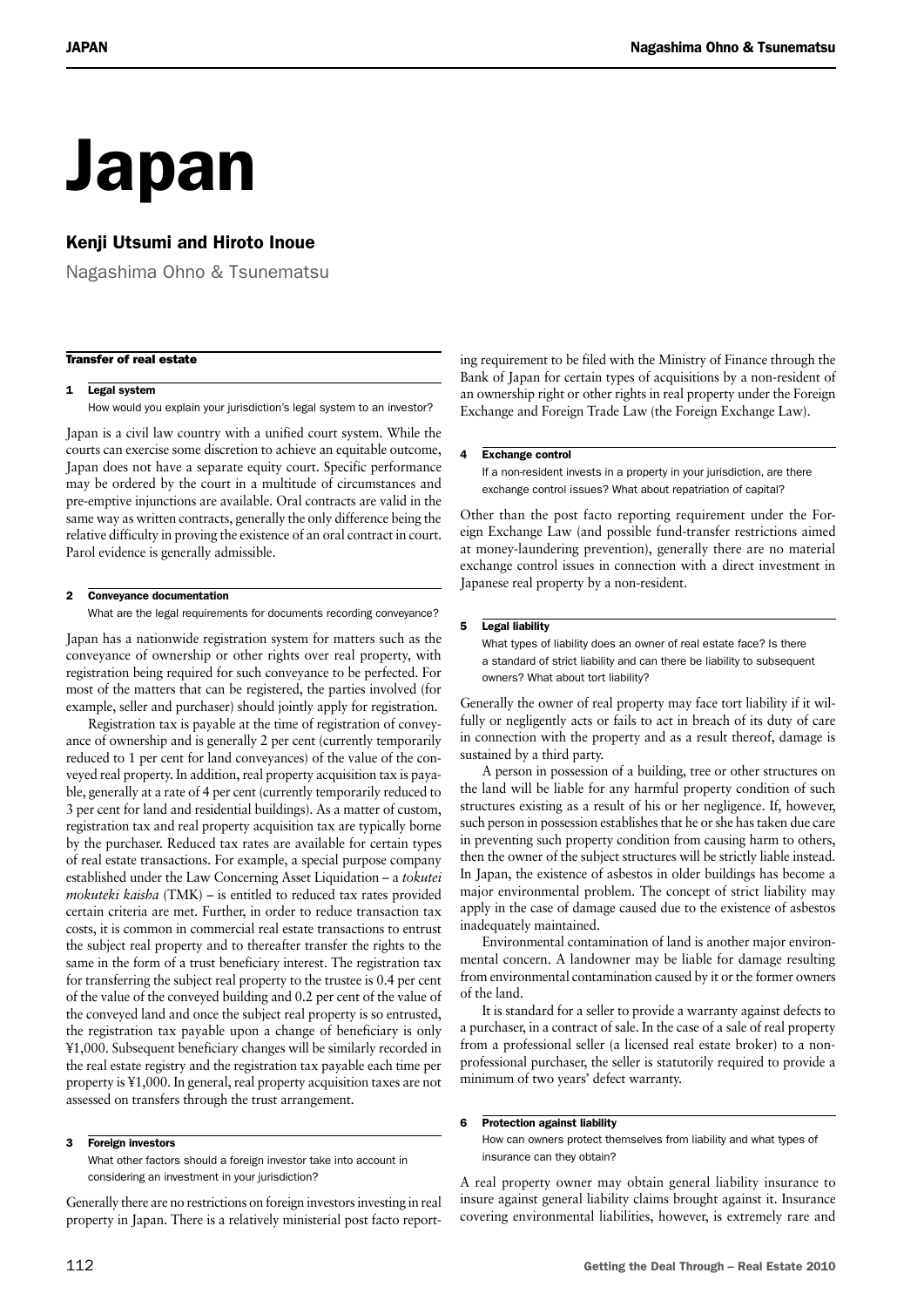# Japan

## Kenji Utsumi and Hiroto Inoue

Nagashima Ohno & Tsunematsu

### Transfer of real estate

#### 1 Legal system

How would you explain your jurisdiction's legal system to an investor?

Japan is a civil law country with a unified court system. While the courts can exercise some discretion to achieve an equitable outcome, Japan does not have a separate equity court. Specific performance may be ordered by the court in a multitude of circumstances and pre-emptive injunctions are available. Oral contracts are valid in the same way as written contracts, generally the only difference being the relative difficulty in proving the existence of an oral contract in court. Parol evidence is generally admissible.

#### 2 Conveyance documentation

What are the legal requirements for documents recording conveyance?

Japan has a nationwide registration system for matters such as the conveyance of ownership or other rights over real property, with registration being required for such conveyance to be perfected. For most of the matters that can be registered, the parties involved (for example, seller and purchaser) should jointly apply for registration.

Registration tax is payable at the time of registration of conveyance of ownership and is generally 2 per cent (currently temporarily reduced to 1 per cent for land conveyances) of the value of the conveyed real property. In addition, real property acquisition tax is payable, generally at a rate of 4 per cent (currently temporarily reduced to 3 per cent for land and residential buildings). As a matter of custom, registration tax and real property acquisition tax are typically borne by the purchaser. Reduced tax rates are available for certain types of real estate transactions. For example, a special purpose company established under the Law Concerning Asset Liquidation – a *tokutei mokuteki kaisha* (TMK) – is entitled to reduced tax rates provided certain criteria are met. Further, in order to reduce transaction tax costs, it is common in commercial real estate transactions to entrust the subject real property and to thereafter transfer the rights to the same in the form of a trust beneficiary interest. The registration tax for transferring the subject real property to the trustee is 0.4 per cent of the value of the conveyed building and 0.2 per cent of the value of the conveyed land and once the subject real property is so entrusted, the registration tax payable upon a change of beneficiary is only ¥1,000. Subsequent beneficiary changes will be similarly recorded in the real estate registry and the registration tax payable each time per property is ¥1,000. In general, real property acquisition taxes are not assessed on transfers through the trust arrangement.

#### 3 Foreign investors

What other factors should a foreign investor take into account in considering an investment in your jurisdiction?

Generally there are no restrictions on foreign investors investing in real property in Japan. There is a relatively ministerial post facto reporting requirement to be filed with the Ministry of Finance through the Bank of Japan for certain types of acquisitions by a non-resident of an ownership right or other rights in real property under the Foreign Exchange and Foreign Trade Law (the Foreign Exchange Law).

#### 4 Exchange control

If a non-resident invests in a property in your jurisdiction, are there exchange control issues? What about repatriation of capital?

Other than the post facto reporting requirement under the Foreign Exchange Law (and possible fund-transfer restrictions aimed at money-laundering prevention), generally there are no material exchange control issues in connection with a direct investment in Japanese real property by a non-resident.

#### 5 Legal liability

What types of liability does an owner of real estate face? Is there a standard of strict liability and can there be liability to subsequent owners? What about tort liability?

Generally the owner of real property may face tort liability if it wilfully or negligently acts or fails to act in breach of its duty of care in connection with the property and as a result thereof, damage is sustained by a third party.

A person in possession of a building, tree or other structures on the land will be liable for any harmful property condition of such structures existing as a result of his or her negligence. If, however, such person in possession establishes that he or she has taken due care in preventing such property condition from causing harm to others, then the owner of the subject structures will be strictly liable instead. In Japan, the existence of asbestos in older buildings has become a major environmental problem. The concept of strict liability may apply in the case of damage caused due to the existence of asbestos inadequately maintained.

Environmental contamination of land is another major environmental concern. A landowner may be liable for damage resulting from environmental contamination caused by it or the former owners of the land.

It is standard for a seller to provide a warranty against defects to a purchaser, in a contract of sale. In the case of a sale of real property from a professional seller (a licensed real estate broker) to a non-professional purchaser, the seller is statutorily required to provide a minimum of two years' defect warranty.

#### 6 Protection against liability

How can owners protect themselves from liability and what types of insurance can they obtain?

A real property owner may obtain general liability insurance to insure against general liability claims brought against it. Insurance covering environmental liabilities, however, is extremely rare and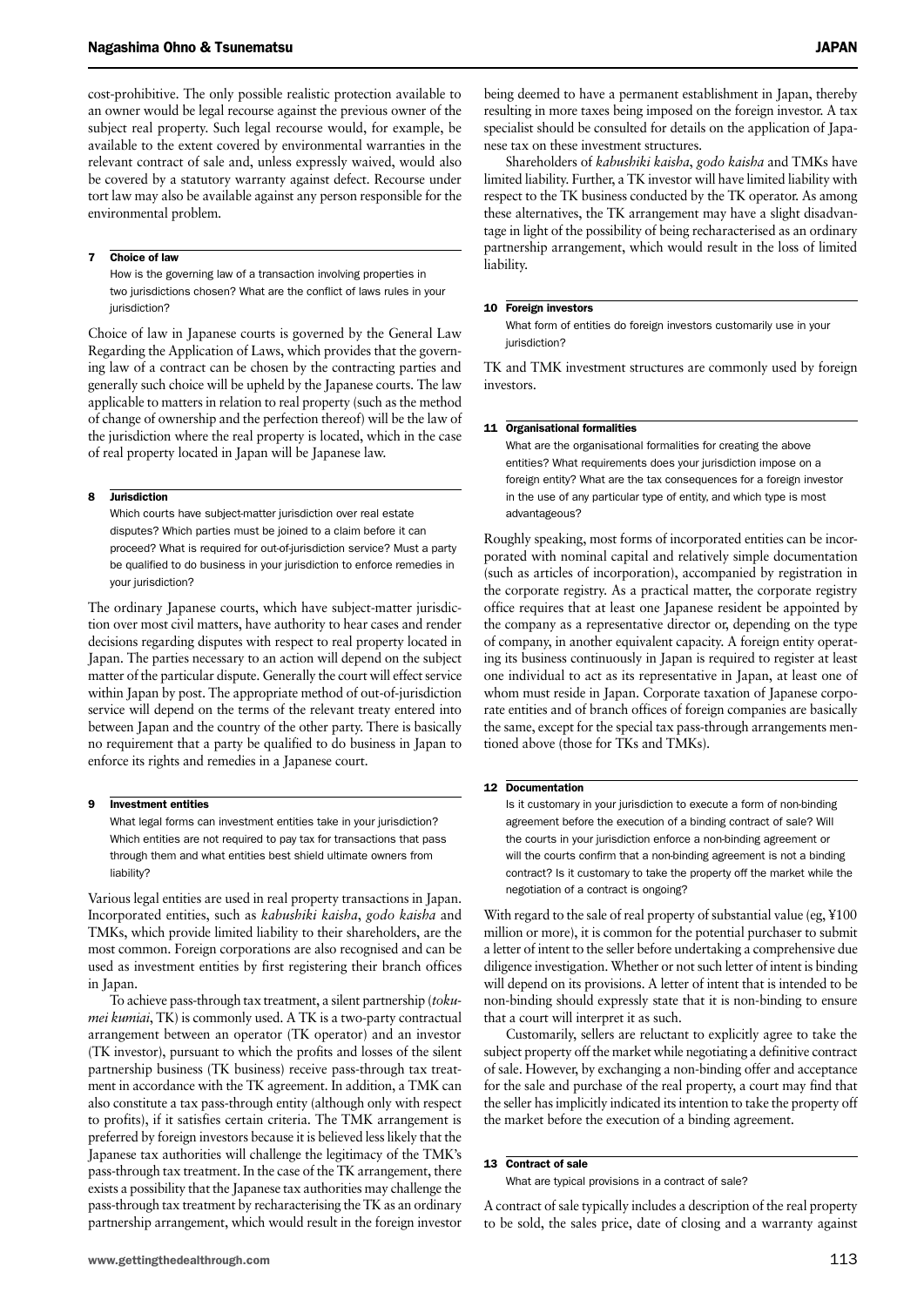cost-prohibitive. The only possible realistic protection available to an owner would be legal recourse against the previous owner of the subject real property. Such legal recourse would, for example, be available to the extent covered by environmental warranties in the relevant contract of sale and, unless expressly waived, would also be covered by a statutory warranty against defect. Recourse under tort law may also be available against any person responsible for the environmental problem.

## 7 Choice of law

How is the governing law of a transaction involving properties in two jurisdictions chosen? What are the conflict of laws rules in your jurisdiction?

Choice of law in Japanese courts is governed by the General Law Regarding the Application of Laws, which provides that the governing law of a contract can be chosen by the contracting parties and generally such choice will be upheld by the Japanese courts. The law applicable to matters in relation to real property (such as the method of change of ownership and the perfection thereof) will be the law of the jurisdiction where the real property is located, which in the case of real property located in Japan will be Japanese law.

## 8 Jurisdiction

Which courts have subject-matter jurisdiction over real estate disputes? Which parties must be joined to a claim before it can proceed? What is required for out-of-jurisdiction service? Must a party be qualified to do business in your jurisdiction to enforce remedies in your jurisdiction?

The ordinary Japanese courts, which have subject-matter jurisdiction over most civil matters, have authority to hear cases and render decisions regarding disputes with respect to real property located in Japan. The parties necessary to an action will depend on the subject matter of the particular dispute. Generally the court will effect service within Japan by post. The appropriate method of out-of-jurisdiction service will depend on the terms of the relevant treaty entered into between Japan and the country of the other party. There is basically no requirement that a party be qualified to do business in Japan to enforce its rights and remedies in a Japanese court.

## 9 Investment entities

What legal forms can investment entities take in your jurisdiction? Which entities are not required to pay tax for transactions that pass through them and what entities best shield ultimate owners from liability?

Various legal entities are used in real property transactions in Japan. Incorporated entities, such as *kabushiki kaisha*, *godo kaisha* and TMKs, which provide limited liability to their shareholders, are the most common. Foreign corporations are also recognised and can be used as investment entities by first registering their branch offices in Japan.

To achieve pass-through tax treatment, a silent partnership (*tokumei kumiai*, TK) is commonly used. A TK is a two-party contractual arrangement between an operator (TK operator) and an investor (TK investor), pursuant to which the profits and losses of the silent partnership business (TK business) receive pass-through tax treatment in accordance with the TK agreement. In addition, a TMK can also constitute a tax pass-through entity (although only with respect to profits), if it satisfies certain criteria. The TMK arrangement is preferred by foreign investors because it is believed less likely that the Japanese tax authorities will challenge the legitimacy of the TMK's pass-through tax treatment. In the case of the TK arrangement, there exists a possibility that the Japanese tax authorities may challenge the pass-through tax treatment by recharacterising the TK as an ordinary partnership arrangement, which would result in the foreign investor being deemed to have a permanent establishment in Japan, thereby resulting in more taxes being imposed on the foreign investor. A tax specialist should be consulted for details on the application of Japanese tax on these investment structures.

Shareholders of *kabushiki kaisha*, *godo kaisha* and TMKs have limited liability. Further, a TK investor will have limited liability with respect to the TK business conducted by the TK operator. As among these alternatives, the TK arrangement may have a slight disadvantage in light of the possibility of being recharacterised as an ordinary partnership arrangement, which would result in the loss of limited liability.

## 10 Foreign investors

What form of entities do foreign investors customarily use in your jurisdiction?

TK and TMK investment structures are commonly used by foreign investors.

## 11 Organisational formalities

What are the organisational formalities for creating the above entities? What requirements does your jurisdiction impose on a foreign entity? What are the tax consequences for a foreign investor in the use of any particular type of entity, and which type is most advantageous?

Roughly speaking, most forms of incorporated entities can be incorporated with nominal capital and relatively simple documentation (such as articles of incorporation), accompanied by registration in the corporate registry. As a practical matter, the corporate registry office requires that at least one Japanese resident be appointed by the company as a representative director or, depending on the type of company, in another equivalent capacity. A foreign entity operating its business continuously in Japan is required to register at least one individual to act as its representative in Japan, at least one of whom must reside in Japan. Corporate taxation of Japanese corporate entities and of branch offices of foreign companies are basically the same, except for the special tax pass-through arrangements mentioned above (those for TKs and TMKs).

## 12 Documentation

Is it customary in your jurisdiction to execute a form of non-binding agreement before the execution of a binding contract of sale? Will the courts in your jurisdiction enforce a non-binding agreement or will the courts confirm that a non-binding agreement is not a binding contract? Is it customary to take the property off the market while the negotiation of a contract is ongoing?

With regard to the sale of real property of substantial value (eg, ¥100 million or more), it is common for the potential purchaser to submit a letter of intent to the seller before undertaking a comprehensive due diligence investigation. Whether or not such letter of intent is binding will depend on its provisions. A letter of intent that is intended to be non-binding should expressly state that it is non-binding to ensure that a court will interpret it as such.

Customarily, sellers are reluctant to explicitly agree to take the subject property off the market while negotiating a definitive contract of sale. However, by exchanging a non-binding offer and acceptance for the sale and purchase of the real property, a court may find that the seller has implicitly indicated its intention to take the property off the market before the execution of a binding agreement.

## 13 Contract of sale

What are typical provisions in a contract of sale?

A contract of sale typically includes a description of the real property to be sold, the sales price, date of closing and a warranty against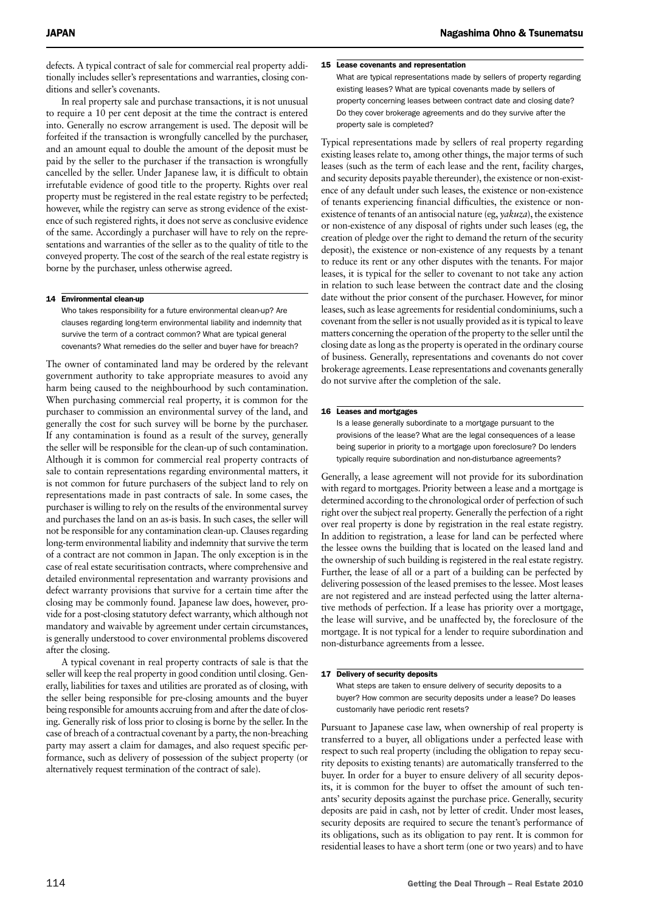defects. A typical contract of sale for commercial real property additionally includes seller's representations and warranties, closing conditions and seller's covenants.

In real property sale and purchase transactions, it is not unusual to require a 10 per cent deposit at the time the contract is entered into. Generally no escrow arrangement is used. The deposit will be forfeited if the transaction is wrongfully cancelled by the purchaser, and an amount equal to double the amount of the deposit must be paid by the seller to the purchaser if the transaction is wrongfully cancelled by the seller. Under Japanese law, it is difficult to obtain irrefutable evidence of good title to the property. Rights over real property must be registered in the real estate registry to be perfected; however, while the registry can serve as strong evidence of the existence of such registered rights, it does not serve as conclusive evidence of the same. Accordingly a purchaser will have to rely on the representations and warranties of the seller as to the quality of title to the conveyed property. The cost of the search of the real estate registry is borne by the purchaser, unless otherwise agreed.

## 14 Environmental clean-up

Who takes responsibility for a future environmental clean-up? Are clauses regarding long-term environmental liability and indemnity that survive the term of a contract common? What are typical general covenants? What remedies do the seller and buyer have for breach?

The owner of contaminated land may be ordered by the relevant government authority to take appropriate measures to avoid any harm being caused to the neighbourhood by such contamination. When purchasing commercial real property, it is common for the purchaser to commission an environmental survey of the land, and generally the cost for such survey will be borne by the purchaser. If any contamination is found as a result of the survey, generally the seller will be responsible for the clean-up of such contamination. Although it is common for commercial real property contracts of sale to contain representations regarding environmental matters, it is not common for future purchasers of the subject land to rely on representations made in past contracts of sale. In some cases, the purchaser is willing to rely on the results of the environmental survey and purchases the land on an as-is basis. In such cases, the seller will not be responsible for any contamination clean-up. Clauses regarding long-term environmental liability and indemnity that survive the term of a contract are not common in Japan. The only exception is in the case of real estate securitisation contracts, where comprehensive and detailed environmental representation and warranty provisions and defect warranty provisions that survive for a certain time after the closing may be commonly found. Japanese law does, however, provide for a post-closing statutory defect warranty, which although not mandatory and waivable by agreement under certain circumstances, is generally understood to cover environmental problems discovered after the closing.

A typical covenant in real property contracts of sale is that the seller will keep the real property in good condition until closing. Generally, liabilities for taxes and utilities are prorated as of closing, with the seller being responsible for pre-closing amounts and the buyer being responsible for amounts accruing from and after the date of closing. Generally risk of loss prior to closing is borne by the seller. In the case of breach of a contractual covenant by a party, the non-breaching party may assert a claim for damages, and also request specific performance, such as delivery of possession of the subject property (or alternatively request termination of the contract of sale).

## 15 Lease covenants and representation

What are typical representations made by sellers of property regarding existing leases? What are typical covenants made by sellers of property concerning leases between contract date and closing date? Do they cover brokerage agreements and do they survive after the property sale is completed?

Typical representations made by sellers of real property regarding existing leases relate to, among other things, the major terms of such leases (such as the term of each lease and the rent, facility charges, and security deposits payable thereunder), the existence or non-existence of any default under such leases, the existence or non-existence of tenants experiencing financial difficulties, the existence or non-existence of tenants of an antisocial nature (eg, *yakuza*), the existence or non-existence of any disposal of rights under such leases (eg, the creation of pledge over the right to demand the return of the security deposit), the existence or non-existence of any requests by a tenant to reduce its rent or any other disputes with the tenants. For major leases, it is typical for the seller to covenant to not take any action in relation to such lease between the contract date and the closing date without the prior consent of the purchaser. However, for minor leases, such as lease agreements for residential condominiums, such a covenant from the seller is not usually provided as it is typical to leave matters concerning the operation of the property to the seller until the closing date as long as the property is operated in the ordinary course of business. Generally, representations and covenants do not cover brokerage agreements. Lease representations and covenants generally do not survive after the completion of the sale.

## 16 Leases and mortgages

Is a lease generally subordinate to a mortgage pursuant to the provisions of the lease? What are the legal consequences of a lease being superior in priority to a mortgage upon foreclosure? Do lenders typically require subordination and non-disturbance agreements?

Generally, a lease agreement will not provide for its subordination with regard to mortgages. Priority between a lease and a mortgage is determined according to the chronological order of perfection of such right over the subject real property. Generally the perfection of a right over real property is done by registration in the real estate registry. In addition to registration, a lease for land can be perfected where the lessee owns the building that is located on the leased land and the ownership of such building is registered in the real estate registry. Further, the lease of all or a part of a building can be perfected by delivering possession of the leased premises to the lessee. Most leases are not registered and are instead perfected using the latter alternative methods of perfection. If a lease has priority over a mortgage, the lease will survive, and be unaffected by, the foreclosure of the mortgage. It is not typical for a lender to require subordination and non-disturbance agreements from a lessee.

## 17 Delivery of security deposits

What steps are taken to ensure delivery of security deposits to a buyer? How common are security deposits under a lease? Do leases customarily have periodic rent resets?

Pursuant to Japanese case law, when ownership of real property is transferred to a buyer, all obligations under a perfected lease with respect to such real property (including the obligation to repay security deposits to existing tenants) are automatically transferred to the buyer. In order for a buyer to ensure delivery of all security deposits, it is common for the buyer to offset the amount of such tenants' security deposits against the purchase price. Generally, security deposits are paid in cash, not by letter of credit. Under most leases, security deposits are required to secure the tenant's performance of its obligations, such as its obligation to pay rent. It is common for residential leases to have a short term (one or two years) and to have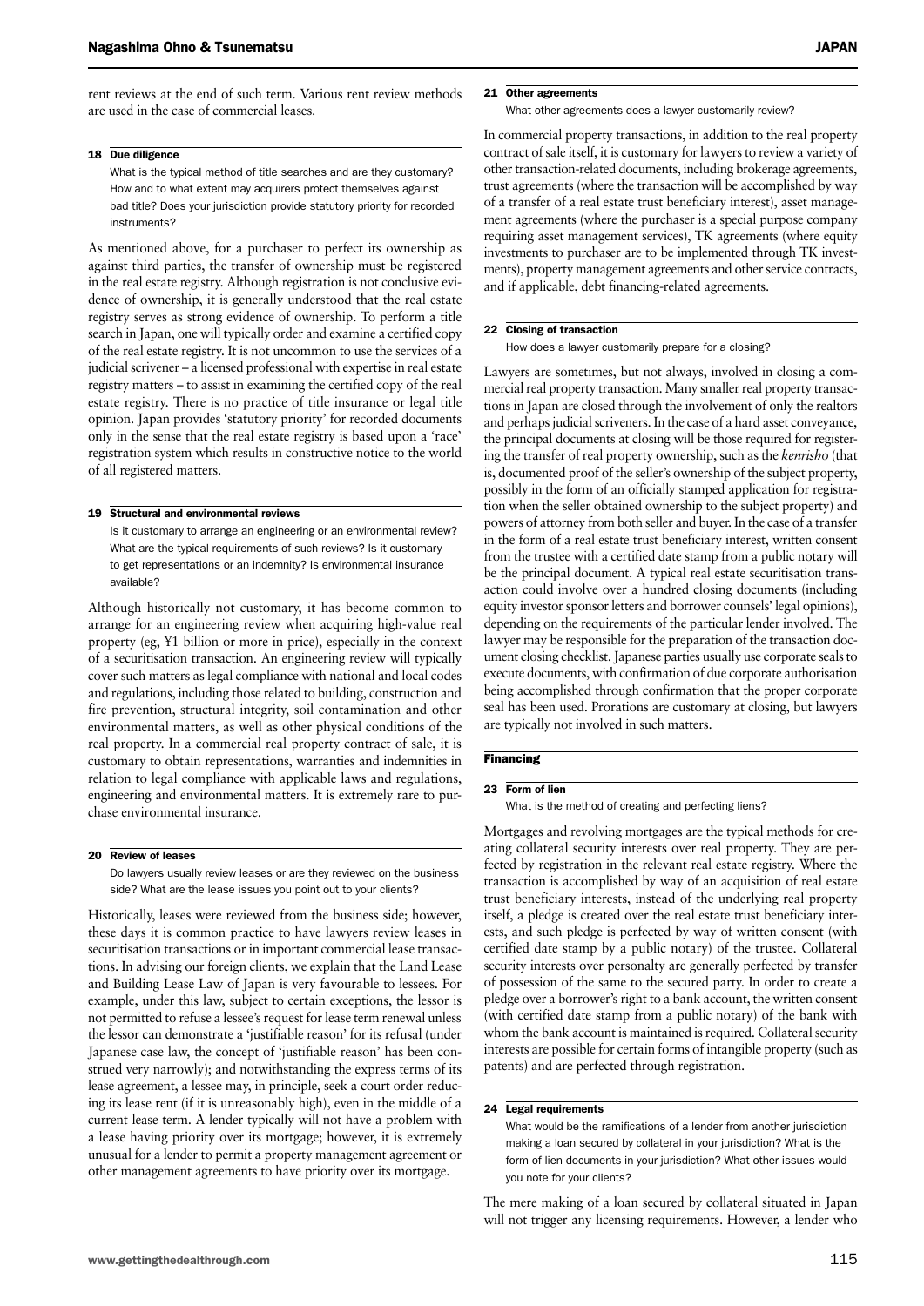rent reviews at the end of such term. Various rent review methods are used in the case of commercial leases.

### 18 Due diligence

What is the typical method of title searches and are they customary? How and to what extent may acquirers protect themselves against bad title? Does your jurisdiction provide statutory priority for recorded instruments?

As mentioned above, for a purchaser to perfect its ownership as against third parties, the transfer of ownership must be registered in the real estate registry. Although registration is not conclusive evidence of ownership, it is generally understood that the real estate registry serves as strong evidence of ownership. To perform a title search in Japan, one will typically order and examine a certified copy of the real estate registry. It is not uncommon to use the services of a judicial scrivener – a licensed professional with expertise in real estate registry matters – to assist in examining the certified copy of the real estate registry. There is no practice of title insurance or legal title opinion. Japan provides 'statutory priority' for recorded documents only in the sense that the real estate registry is based upon a 'race' registration system which results in constructive notice to the world of all registered matters.

### 19 Structural and environmental reviews

Is it customary to arrange an engineering or an environmental review? What are the typical requirements of such reviews? Is it customary to get representations or an indemnity? Is environmental insurance available?

Although historically not customary, it has become common to arrange for an engineering review when acquiring high-value real property (eg, ¥1 billion or more in price), especially in the context of a securitisation transaction. An engineering review will typically cover such matters as legal compliance with national and local codes and regulations, including those related to building, construction and fire prevention, structural integrity, soil contamination and other environmental matters, as well as other physical conditions of the real property. In a commercial real property contract of sale, it is customary to obtain representations, warranties and indemnities in relation to legal compliance with applicable laws and regulations, engineering and environmental matters. It is extremely rare to purchase environmental insurance.

### 20 Review of leases

Do lawyers usually review leases or are they reviewed on the business side? What are the lease issues you point out to your clients?

Historically, leases were reviewed from the business side; however, these days it is common practice to have lawyers review leases in securitisation transactions or in important commercial lease transactions. In advising our foreign clients, we explain that the Land Lease and Building Lease Law of Japan is very favourable to lessees. For example, under this law, subject to certain exceptions, the lessor is not permitted to refuse a lessee's request for lease term renewal unless the lessor can demonstrate a 'justifiable reason' for its refusal (under Japanese case law, the concept of 'justifiable reason' has been construed very narrowly); and notwithstanding the express terms of its lease agreement, a lessee may, in principle, seek a court order reducing its lease rent (if it is unreasonably high), even in the middle of a current lease term. A lender typically will not have a problem with a lease having priority over its mortgage; however, it is extremely unusual for a lender to permit a property management agreement or other management agreements to have priority over its mortgage.

### 21 Other agreements

What other agreements does a lawyer customarily review?

In commercial property transactions, in addition to the real property contract of sale itself, it is customary for lawyers to review a variety of other transaction-related documents, including brokerage agreements, trust agreements (where the transaction will be accomplished by way of a transfer of a real estate trust beneficiary interest), asset management agreements (where the purchaser is a special purpose company requiring asset management services), TK agreements (where equity investments to purchaser are to be implemented through TK investments), property management agreements and other service contracts, and if applicable, debt financing-related agreements.

### 22 Closing of transaction

How does a lawyer customarily prepare for a closing?

Lawyers are sometimes, but not always, involved in closing a commercial real property transaction. Many smaller real property transactions in Japan are closed through the involvement of only the realtors and perhaps judicial scriveners. In the case of a hard asset conveyance, the principal documents at closing will be those required for registering the transfer of real property ownership, such as the *kenrisho* (that is, documented proof of the seller's ownership of the subject property, possibly in the form of an officially stamped application for registration when the seller obtained ownership to the subject property) and powers of attorney from both seller and buyer. In the case of a transfer in the form of a real estate trust beneficiary interest, written consent from the trustee with a certified date stamp from a public notary will be the principal document. A typical real estate securitisation transaction could involve over a hundred closing documents (including equity investor sponsor letters and borrower counsels' legal opinions), depending on the requirements of the particular lender involved. The lawyer may be responsible for the preparation of the transaction document closing checklist. Japanese parties usually use corporate seals to execute documents, with confirmation of due corporate authorisation being accomplished through confirmation that the proper corporate seal has been used. Prorations are customary at closing, but lawyers are typically not involved in such matters.

## Financing

### 23 Form of lien

What is the method of creating and perfecting liens?

Mortgages and revolving mortgages are the typical methods for creating collateral security interests over real property. They are perfected by registration in the relevant real estate registry. Where the transaction is accomplished by way of an acquisition of real estate trust beneficiary interests, instead of the underlying real property itself, a pledge is created over the real estate trust beneficiary interests, and such pledge is perfected by way of written consent (with certified date stamp by a public notary) of the trustee. Collateral security interests over personalty are generally perfected by transfer of possession of the same to the secured party. In order to create a pledge over a borrower's right to a bank account, the written consent (with certified date stamp from a public notary) of the bank with whom the bank account is maintained is required. Collateral security interests are possible for certain forms of intangible property (such as patents) and are perfected through registration.

### 24 Legal requirements

What would be the ramifications of a lender from another jurisdiction making a loan secured by collateral in your jurisdiction? What is the form of lien documents in your jurisdiction? What other issues would you note for your clients?

The mere making of a loan secured by collateral situated in Japan will not trigger any licensing requirements. However, a lender who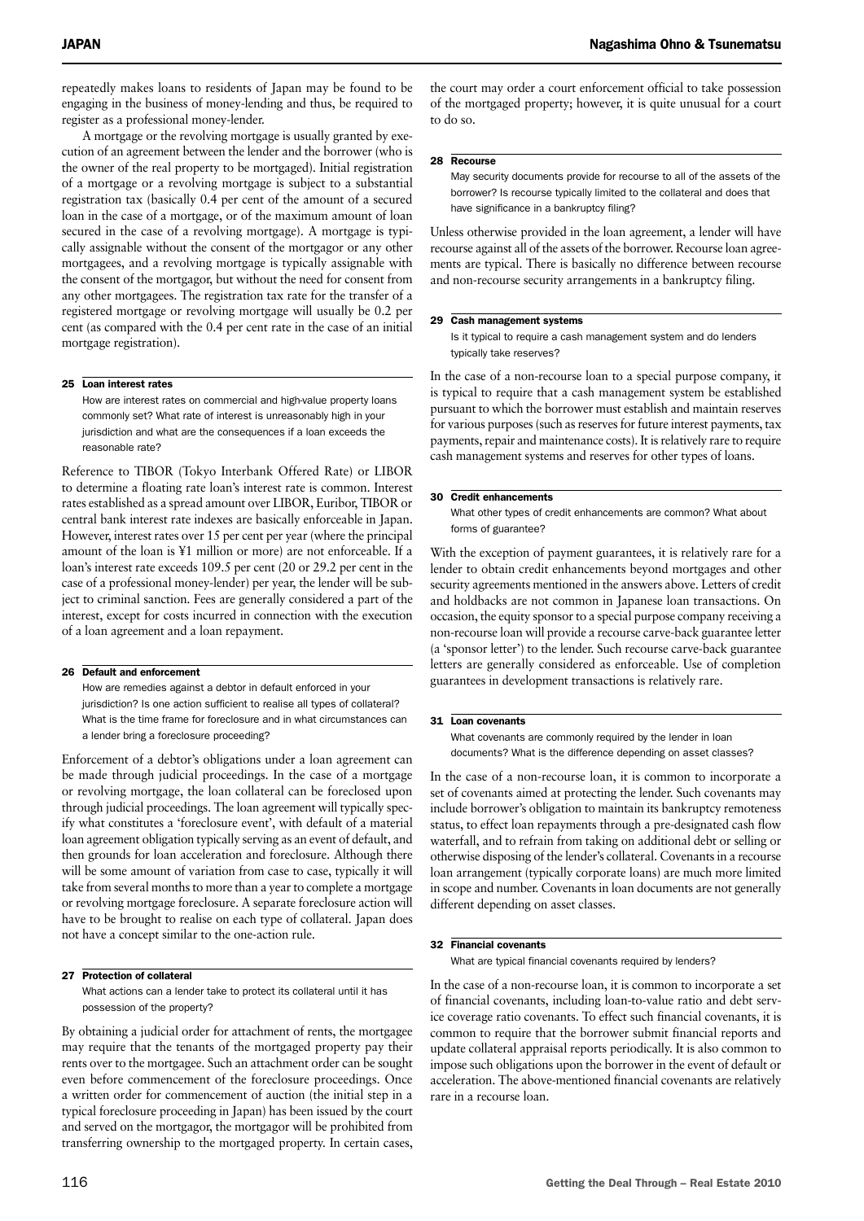repeatedly makes loans to residents of Japan may be found to be engaging in the business of money-lending and thus, be required to register as a professional money-lender.

A mortgage or the revolving mortgage is usually granted by execution of an agreement between the lender and the borrower (who is the owner of the real property to be mortgaged). Initial registration of a mortgage or a revolving mortgage is subject to a substantial registration tax (basically 0.4 per cent of the amount of a secured loan in the case of a mortgage, or of the maximum amount of loan secured in the case of a revolving mortgage). A mortgage is typically assignable without the consent of the mortgagor or any other mortgagees, and a revolving mortgage is typically assignable with the consent of the mortgagor, but without the need for consent from any other mortgagees. The registration tax rate for the transfer of a registered mortgage or revolving mortgage will usually be 0.2 per cent (as compared with the 0.4 per cent rate in the case of an initial mortgage registration).

## 25 Loan interest rates

How are interest rates on commercial and high-value property loans commonly set? What rate of interest is unreasonably high in your jurisdiction and what are the consequences if a loan exceeds the reasonable rate?

Reference to TIBOR (Tokyo Interbank Offered Rate) or LIBOR to determine a floating rate loan's interest rate is common. Interest rates established as a spread amount over LIBOR, Euribor, TIBOR or central bank interest rate indexes are basically enforceable in Japan. However, interest rates over 15 per cent per year (where the principal amount of the loan is ¥1 million or more) are not enforceable. If a loan's interest rate exceeds 109.5 per cent (20 or 29.2 per cent in the case of a professional money-lender) per year, the lender will be subject to criminal sanction. Fees are generally considered a part of the interest, except for costs incurred in connection with the execution of a loan agreement and a loan repayment.

## 26 Default and enforcement

How are remedies against a debtor in default enforced in your jurisdiction? Is one action sufficient to realise all types of collateral? What is the time frame for foreclosure and in what circumstances can a lender bring a foreclosure proceeding?

Enforcement of a debtor's obligations under a loan agreement can be made through judicial proceedings. In the case of a mortgage or revolving mortgage, the loan collateral can be foreclosed upon through judicial proceedings. The loan agreement will typically specify what constitutes a 'foreclosure event', with default of a material loan agreement obligation typically serving as an event of default, and then grounds for loan acceleration and foreclosure. Although there will be some amount of variation from case to case, typically it will take from several months to more than a year to complete a mortgage or revolving mortgage foreclosure. A separate foreclosure action will have to be brought to realise on each type of collateral. Japan does not have a concept similar to the one-action rule.

## 27 Protection of collateral

What actions can a lender take to protect its collateral until it has possession of the property?

By obtaining a judicial order for attachment of rents, the mortgagee may require that the tenants of the mortgaged property pay their rents over to the mortgagee. Such an attachment order can be sought even before commencement of the foreclosure proceedings. Once a written order for commencement of auction (the initial step in a typical foreclosure proceeding in Japan) has been issued by the court and served on the mortgagor, the mortgagor will be prohibited from transferring ownership to the mortgaged property. In certain cases, the court may order a court enforcement official to take possession of the mortgaged property; however, it is quite unusual for a court to do so.

## 28 Recourse

May security documents provide for recourse to all of the assets of the borrower? Is recourse typically limited to the collateral and does that have significance in a bankruptcy filing?

Unless otherwise provided in the loan agreement, a lender will have recourse against all of the assets of the borrower. Recourse loan agreements are typical. There is basically no difference between recourse and non-recourse security arrangements in a bankruptcy filing.

## 29 Cash management systems

Is it typical to require a cash management system and do lenders typically take reserves?

In the case of a non-recourse loan to a special purpose company, it is typical to require that a cash management system be established pursuant to which the borrower must establish and maintain reserves for various purposes (such as reserves for future interest payments, tax payments, repair and maintenance costs). It is relatively rare to require cash management systems and reserves for other types of loans.

## 30 Credit enhancements

What other types of credit enhancements are common? What about forms of guarantee?

With the exception of payment guarantees, it is relatively rare for a lender to obtain credit enhancements beyond mortgages and other security agreements mentioned in the answers above. Letters of credit and holdbacks are not common in Japanese loan transactions. On occasion, the equity sponsor to a special purpose company receiving a non-recourse loan will provide a recourse carve-back guarantee letter (a 'sponsor letter') to the lender. Such recourse carve-back guarantee letters are generally considered as enforceable. Use of completion guarantees in development transactions is relatively rare.

## 31 Loan covenants

What covenants are commonly required by the lender in loan documents? What is the difference depending on asset classes?

In the case of a non-recourse loan, it is common to incorporate a set of covenants aimed at protecting the lender. Such covenants may include borrower's obligation to maintain its bankruptcy remoteness status, to effect loan repayments through a pre-designated cash flow waterfall, and to refrain from taking on additional debt or selling or otherwise disposing of the lender's collateral. Covenants in a recourse loan arrangement (typically corporate loans) are much more limited in scope and number. Covenants in loan documents are not generally different depending on asset classes.

## 32 Financial covenants

What are typical financial covenants required by lenders?

In the case of a non-recourse loan, it is common to incorporate a set of financial covenants, including loan-to-value ratio and debt service coverage ratio covenants. To effect such financial covenants, it is common to require that the borrower submit financial reports and update collateral appraisal reports periodically. It is also common to impose such obligations upon the borrower in the event of default or acceleration. The above-mentioned financial covenants are relatively rare in a recourse loan.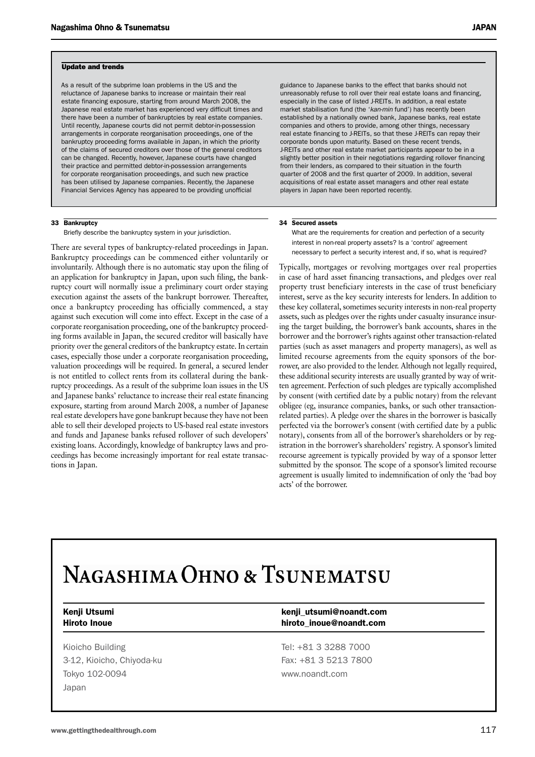### Update and trends

As a result of the subprime loan problems in the US and the reluctance of Japanese banks to increase or maintain their real estate financing exposure, starting from around March 2008, the Japanese real estate market has experienced very difficult times and there have been a number of bankruptcies by real estate companies. Until recently, Japanese courts did not permit debtor-in-possession arrangements in corporate reorganisation proceedings, one of the bankruptcy proceeding forms available in Japan, in which the priority of the claims of secured creditors over those of the general creditors can be changed. Recently, however, Japanese courts have changed their practice and permitted debtor-in-possession arrangements for corporate reorganisation proceedings, and such new practice has been utilised by Japanese companies. Recently, the Japanese Financial Services Agency has appeared to be providing unofficial guidance to Japanese banks to the effect that banks should not unreasonably refuse to roll over their real estate loans and financing, especially in the case of listed J-REITs. In addition, a real estate market stabilisation fund (the '*kan-min* fund') has recently been established by a nationally owned bank, Japanese banks, real estate companies and others to provide, among other things, necessary real estate financing to J-REITs, so that these J-REITs can repay their corporate bonds upon maturity. Based on these recent trends, J-REITs and other real estate market participants appear to be in a slightly better position in their negotiations regarding rollover financing from their lenders, as compared to their situation in the fourth quarter of 2008 and the first quarter of 2009. In addition, several acquisitions of real estate asset managers and other real estate players in Japan have been reported recently.

### 33 Bankruptcy

Briefly describe the bankruptcy system in your jurisdiction.

There are several types of bankruptcy-related proceedings in Japan. Bankruptcy proceedings can be commenced either voluntarily or involuntarily. Although there is no automatic stay upon the filing of an application for bankruptcy in Japan, upon such filing, the bankruptcy court will normally issue a preliminary court order staying execution against the assets of the bankrupt borrower. Thereafter, once a bankruptcy proceeding has officially commenced, a stay against such execution will come into effect. Except in the case of a corporate reorganisation proceeding, one of the bankruptcy proceeding forms available in Japan, the secured creditor will basically have priority over the general creditors of the bankruptcy estate. In certain cases, especially those under a corporate reorganisation proceeding, valuation proceedings will be required. In general, a secured lender is not entitled to collect rents from its collateral during the bankruptcy proceedings. As a result of the subprime loan issues in the US and Japanese banks' reluctance to increase their real estate financing exposure, starting from around March 2008, a number of Japanese real estate developers have gone bankrupt because they have not been able to sell their developed projects to US-based real estate investors and funds and Japanese banks refused rollover of such developers' existing loans. Accordingly, knowledge of bankruptcy laws and proceedings has become increasingly important for real estate transactions in Japan.

### 34 Secured assets

What are the requirements for creation and perfection of a security interest in non-real property assets? Is a 'control' agreement necessary to perfect a security interest and, if so, what is required?

Typically, mortgages or revolving mortgages over real properties in case of hard asset financing transactions, and pledges over real property trust beneficiary interests in the case of trust beneficiary interest, serve as the key security interests for lenders. In addition to these key collateral, sometimes security interests in non-real property assets, such as pledges over the rights under casualty insurance insuring the target building, the borrower's bank accounts, shares in the borrower and the borrower's rights against other transaction-related parties (such as asset managers and property managers), as well as limited recourse agreements from the equity sponsors of the borrower, are also provided to the lender. Although not legally required, these additional security interests are usually granted by way of written agreement. Perfection of such pledges are typically accomplished by consent (with certified date by a public notary) from the relevant obligee (eg, insurance companies, banks, or such other transaction-related parties). A pledge over the shares in the borrower is basically perfected via the borrower's consent (with certified date by a public notary), consents from all of the borrower's shareholders or by registration in the borrower's shareholders' registry. A sponsor's limited recourse agreement is typically provided by way of a sponsor letter submitted by the sponsor. The scope of a sponsor's limited recourse agreement is usually limited to indemnification of only the 'bad boy acts' of the borrower.

## Nagashima Ohno & Tsunematsu

| | |
|---|---|
| **Kenji Utsumi** | **kenji_utsumi@noandt.com** |
| **Hiroto Inoue** | **hiroto_inoue@noandt.com** |

Kioicho Building
3-12, Kioicho, Chiyoda-ku
Tokyo 102-0094
Japan

Tel: +81 3 3288 7000
Fax: +81 3 5213 7800
www.noandt.com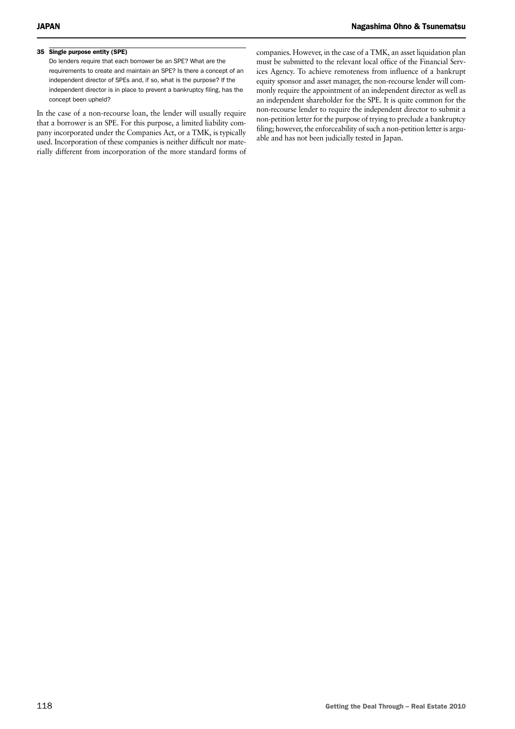### 35 Single purpose entity (SPE)

Do lenders require that each borrower be an SPE? What are the requirements to create and maintain an SPE? Is there a concept of an independent director of SPEs and, if so, what is the purpose? If the independent director is in place to prevent a bankruptcy filing, has the concept been upheld?

In the case of a non-recourse loan, the lender will usually require that a borrower is an SPE. For this purpose, a limited liability company incorporated under the Companies Act, or a TMK, is typically used. Incorporation of these companies is neither difficult nor materially different from incorporation of the more standard forms of companies. However, in the case of a TMK, an asset liquidation plan must be submitted to the relevant local office of the Financial Services Agency. To achieve remoteness from influence of a bankrupt equity sponsor and asset manager, the non-recourse lender will commonly require the appointment of an independent director as well as an independent shareholder for the SPE. It is quite common for the non-recourse lender to require the independent director to submit a non-petition letter for the purpose of trying to preclude a bankruptcy filing; however, the enforceability of such a non-petition letter is arguable and has not been judicially tested in Japan.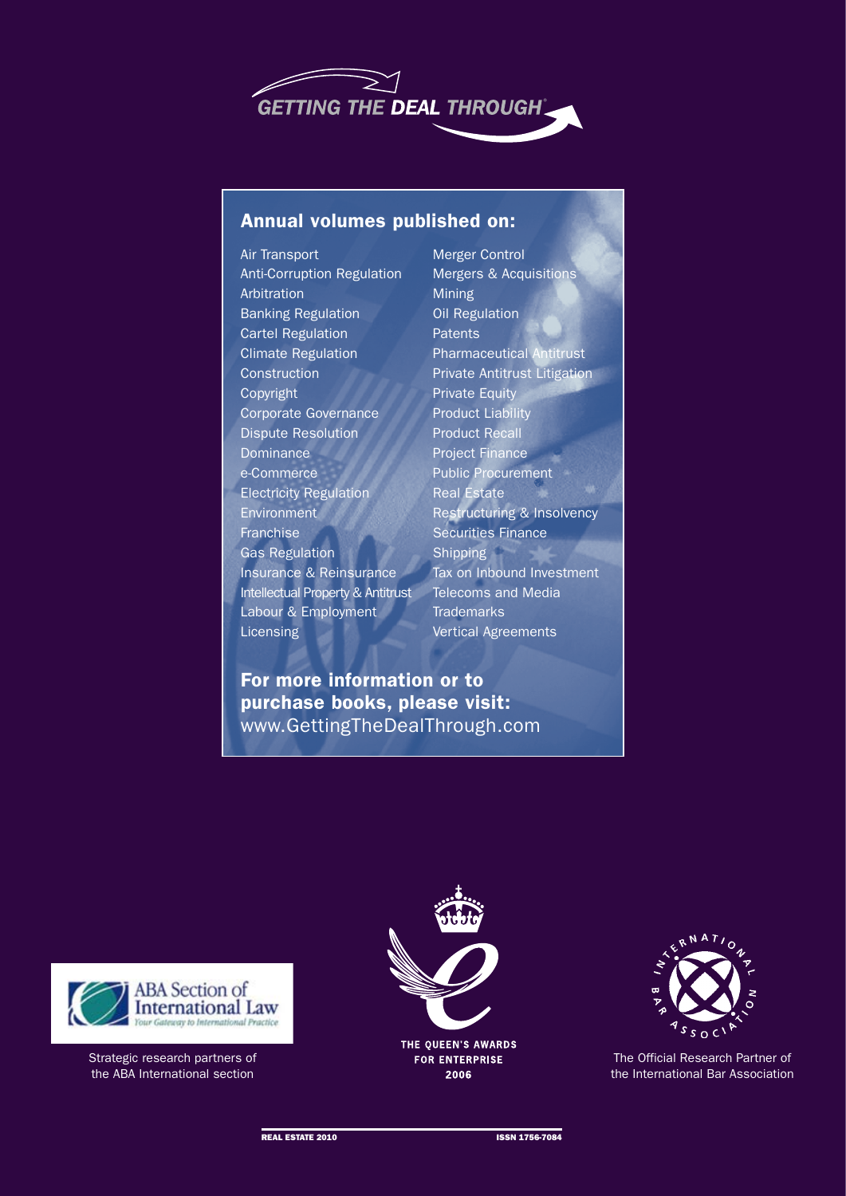GETTING THE DEAL THROUGH®

## Annual volumes published on:

Air Transport
Anti-Corruption Regulation
Arbitration
Banking Regulation
Cartel Regulation
Climate Regulation
Construction
Copyright
Corporate Governance
Dispute Resolution
Dominance
e-Commerce
Electricity Regulation
Environment
Franchise
Gas Regulation
Insurance & Reinsurance
Intellectual Property & Antitrust
Labour & Employment
Licensing
Merger Control
Mergers & Acquisitions
Mining
Oil Regulation
Patents
Pharmaceutical Antitrust
Private Antitrust Litigation
Private Equity
Product Liability
Product Recall
Project Finance
Public Procurement
Real Estate
Restructuring & Insolvency
Securities Finance
Shipping
Tax on Inbound Investment
Telecoms and Media
Trademarks
Vertical Agreements

**For more information or to purchase books, please visit:**
www.GettingTheDealThrough.com

ABA Section of International Law
*Your Gateway to International Practice*

Strategic research partners of the ABA International section

THE QUEEN'S AWARDS FOR ENTERPRISE 2006

INTERNATIONAL BAR ASSOCIATION

The Official Research Partner of the International Bar Association

REAL ESTATE 2010 ISSN 1756-7084